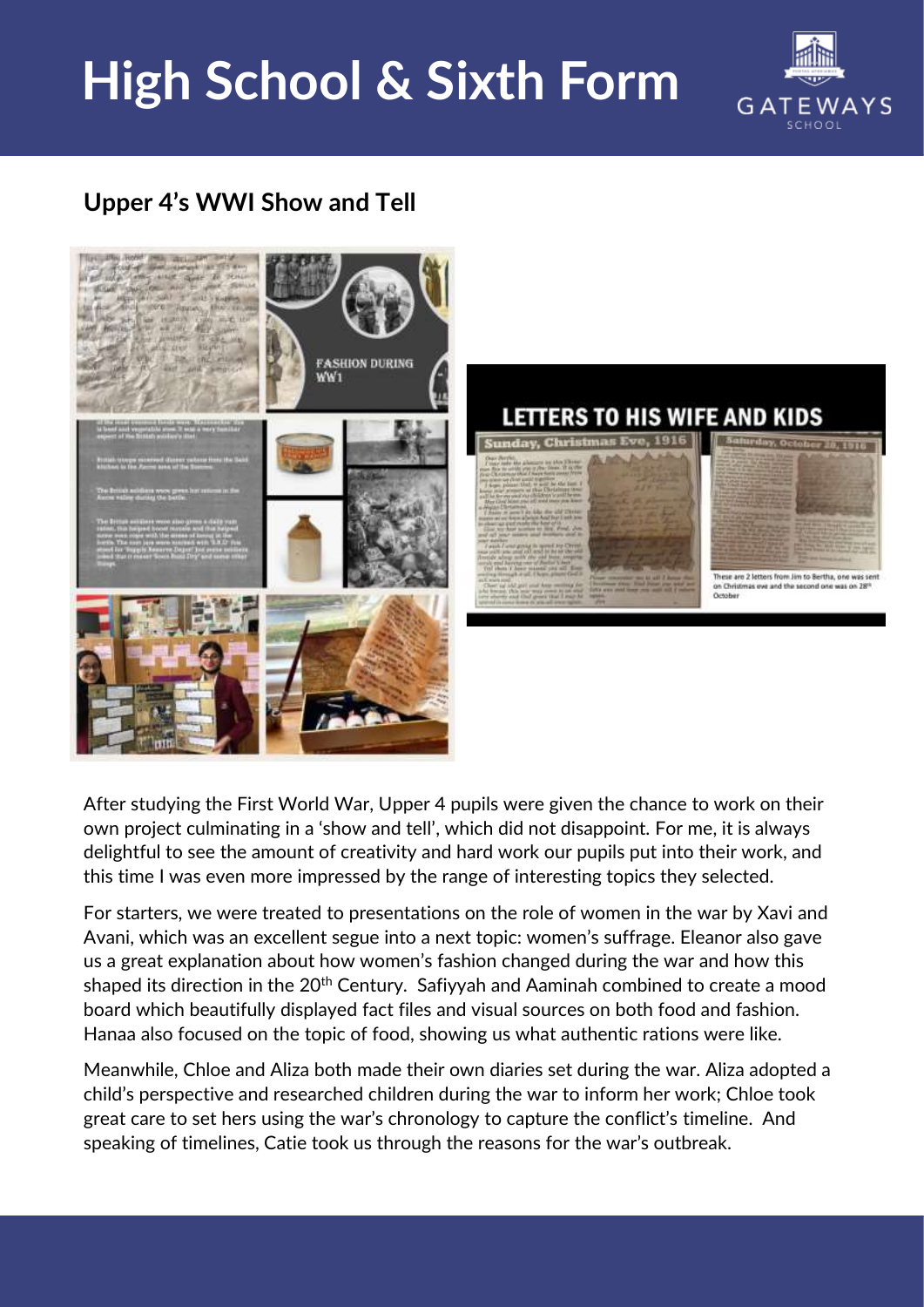# High School & Sixth Form

## Upper 4's WWI Show and Tell

After studying the First World War, Upper 4 pupils were given the chance to work on their own project culminating in a 'show and tell', which did not disappoint. For me, it is always delightful to see the amount of creativity and hard work our pupils put into their work, and this time I was even more impressed by the range of interesting topics they selected.

For starters, we were treated to presentations on the role of women in the war by Xavi and Avani, which was an excellent segue into a next topic: women's suffrage. Eleanor also gave us a great explanation about how women's fashion changed during the war and how this shaped its direction in the 20th Century. Safiyyah and Aaminah combined to create a mood board which beautifully displayed fact files and visual sources on both food and fashion. Hanaa also focused on the topic of food, showing us what authentic rations were like.

Meanwhile, Chloe and Aliza both made their own diaries set during the war. Aliza adopted a child's perspective and researched children during the war to inform her work; Chloe took great care to set hers using the war's chronology to capture the conflict's timeline. And speaking of timelines, Catie took us through the reasons for the war's outbreak.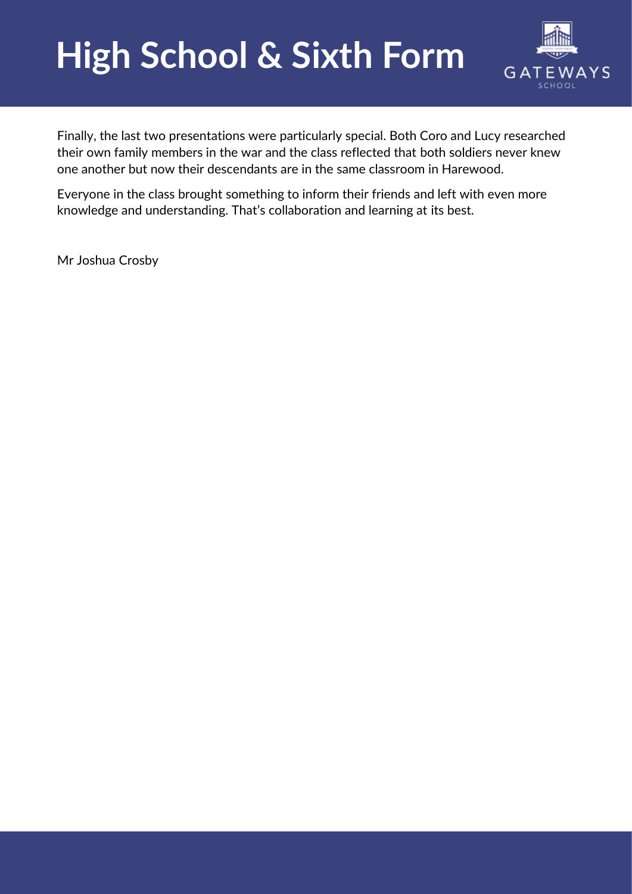Finally, the last two presentations were particularly special. Both Coro and Lucy researched their own family members in the war and the class reflected that both soldiers never knew one another but now their descendants are in the same classroom in Harewood.

Everyone in the class brought something to inform their friends and left with even more knowledge and understanding. That's collaboration and learning at its best.

Mr Joshua Crosby